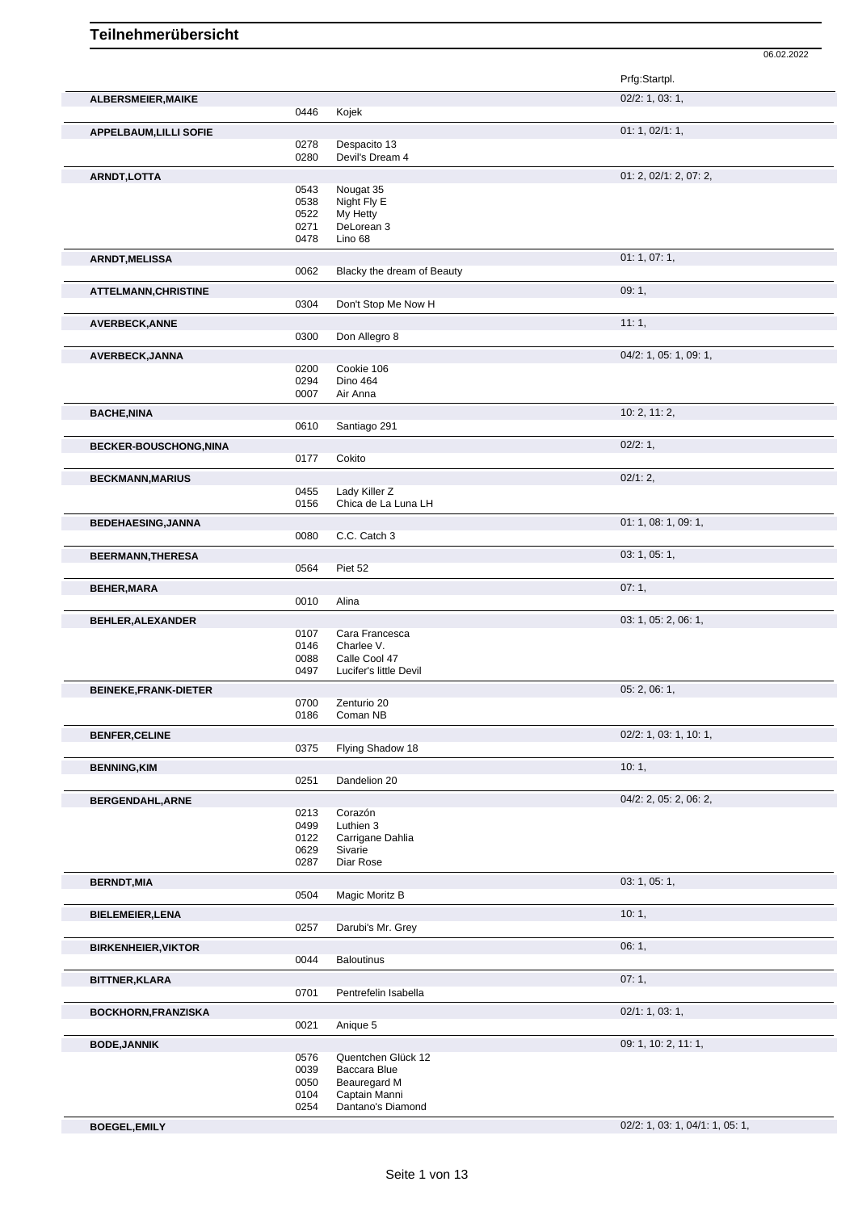# Teilnehmerübersicht

06.02.2022

| Name | Nr. | Pferd | Prfg:Startpl. |
|---|---|---|---|
| **ALBERSMEIER,MAIKE** | | | 02/2: 1, 03: 1, |
| | 0446 | Kojek | |
| **APPELBAUM,LILLI SOFIE** | | | 01: 1, 02/1: 1, |
| | 0278 | Despacito 13 | |
| | 0280 | Devil's Dream 4 | |
| **ARNDT,LOTTA** | | | 01: 2, 02/1: 2, 07: 2, |
| | 0543 | Nougat 35 | |
| | 0538 | Night Fly E | |
| | 0522 | My Hetty | |
| | 0271 | DeLorean 3 | |
| | 0478 | Lino 68 | |
| **ARNDT,MELISSA** | | | 01: 1, 07: 1, |
| | 0062 | Blacky the dream of Beauty | |
| **ATTELMANN,CHRISTINE** | | | 09: 1, |
| | 0304 | Don't Stop Me Now H | |
| **AVERBECK,ANNE** | | | 11: 1, |
| | 0300 | Don Allegro 8 | |
| **AVERBECK,JANNA** | | | 04/2: 1, 05: 1, 09: 1, |
| | 0200 | Cookie 106 | |
| | 0294 | Dino 464 | |
| | 0007 | Air Anna | |
| **BACHE,NINA** | | | 10: 2, 11: 2, |
| | 0610 | Santiago 291 | |
| **BECKER-BOUSCHONG,NINA** | | | 02/2: 1, |
| | 0177 | Cokito | |
| **BECKMANN,MARIUS** | | | 02/1: 2, |
| | 0455 | Lady Killer Z | |
| | 0156 | Chica de La Luna LH | |
| **BEDEHAESING,JANNA** | | | 01: 1, 08: 1, 09: 1, |
| | 0080 | C.C. Catch 3 | |
| **BEERMANN,THERESA** | | | 03: 1, 05: 1, |
| | 0564 | Piet 52 | |
| **BEHER,MARA** | | | 07: 1, |
| | 0010 | Alina | |
| **BEHLER,ALEXANDER** | | | 03: 1, 05: 2, 06: 1, |
| | 0107 | Cara Francesca | |
| | 0146 | Charlee V. | |
| | 0088 | Calle Cool 47 | |
| | 0497 | Lucifer's little Devil | |
| **BEINEKE,FRANK-DIETER** | | | 05: 2, 06: 1, |
| | 0700 | Zenturio 20 | |
| | 0186 | Coman NB | |
| **BENFER,CELINE** | | | 02/2: 1, 03: 1, 10: 1, |
| | 0375 | Flying Shadow 18 | |
| **BENNING,KIM** | | | 10: 1, |
| | 0251 | Dandelion 20 | |
| **BERGENDAHL,ARNE** | | | 04/2: 2, 05: 2, 06: 2, |
| | 0213 | Corazón | |
| | 0499 | Luthien 3 | |
| | 0122 | Carrigane Dahlia | |
| | 0629 | Sivarie | |
| | 0287 | Diar Rose | |
| **BERNDT,MIA** | | | 03: 1, 05: 1, |
| | 0504 | Magic Moritz B | |
| **BIELEMEIER,LENA** | | | 10: 1, |
| | 0257 | Darubi's Mr. Grey | |
| **BIRKENHEIER,VIKTOR** | | | 06: 1, |
| | 0044 | Baloutinus | |
| **BITTNER,KLARA** | | | 07: 1, |
| | 0701 | Pentrefelin Isabella | |
| **BOCKHORN,FRANZISKA** | | | 02/1: 1, 03: 1, |
| | 0021 | Anique 5 | |
| **BODE,JANNIK** | | | 09: 1, 10: 2, 11: 1, |
| | 0576 | Quentchen Glück 12 | |
| | 0039 | Baccara Blue | |
| | 0050 | Beauregard M | |
| | 0104 | Captain Manni | |
| | 0254 | Dantano's Diamond | |
| **BOEGEL,EMILY** | | | 02/2: 1, 03: 1, 04/1: 1, 05: 1, |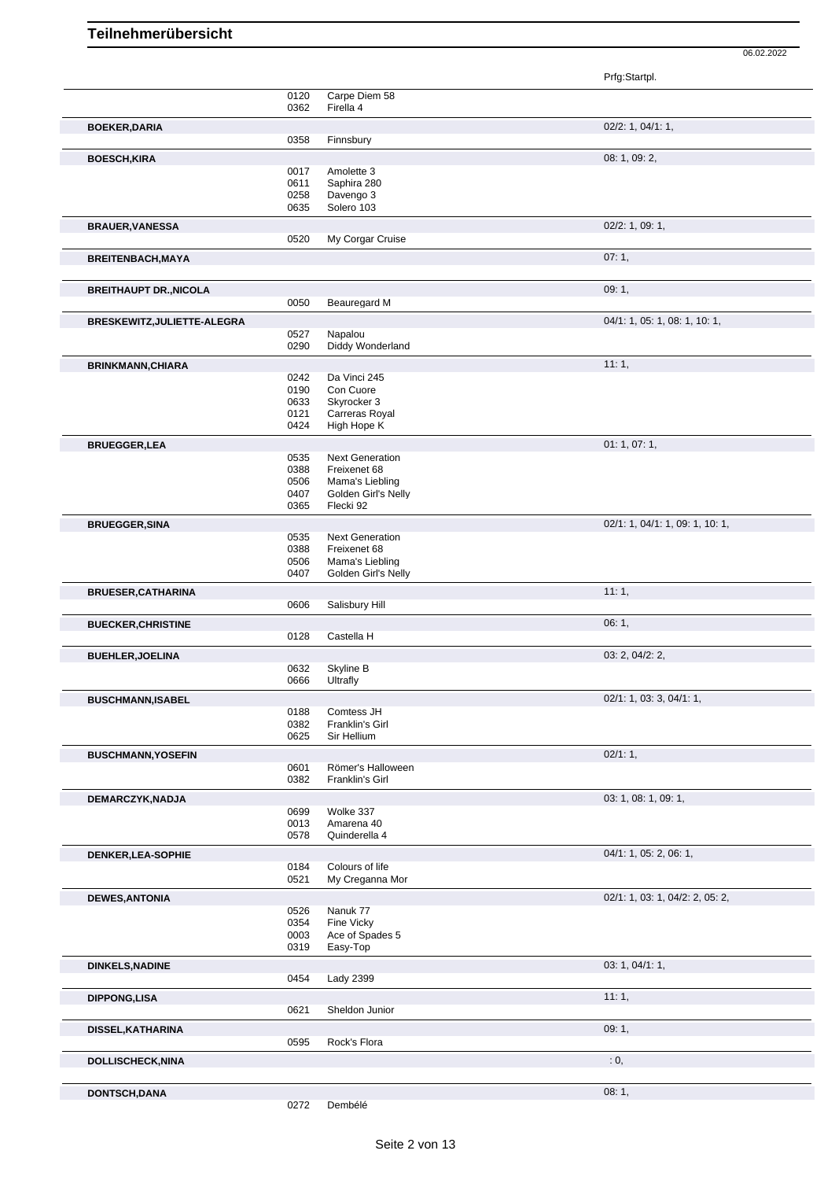## Teilnehmerübersicht

06.02.2022

| Name | Nr. | Pferd | Prfg:Startpl. |
|---|---|---|---|
| | 0120 | Carpe Diem 58 | |
| | 0362 | Firella 4 | |
| **BOEKER,DARIA** | | | 02/2: 1, 04/1: 1, |
| | 0358 | Finnsbury | |
| **BOESCH,KIRA** | | | 08: 1, 09: 2, |
| | 0017 | Amolette 3 | |
| | 0611 | Saphira 280 | |
| | 0258 | Davengo 3 | |
| | 0635 | Solero 103 | |
| **BRAUER,VANESSA** | | | 02/2: 1, 09: 1, |
| | 0520 | My Corgar Cruise | |
| **BREITENBACH,MAYA** | | | 07: 1, |
| **BREITHAUPT DR.,NICOLA** | | | 09: 1, |
| | 0050 | Beauregard M | |
| **BRESKEWITZ,JULIETTE-ALEGRA** | | | 04/1: 1, 05: 1, 08: 1, 10: 1, |
| | 0527 | Napalou | |
| | 0290 | Diddy Wonderland | |
| **BRINKMANN,CHIARA** | | | 11: 1, |
| | 0242 | Da Vinci 245 | |
| | 0190 | Con Cuore | |
| | 0633 | Skyrocker 3 | |
| | 0121 | Carreras Royal | |
| | 0424 | High Hope K | |
| **BRUEGGER,LEA** | | | 01: 1, 07: 1, |
| | 0535 | Next Generation | |
| | 0388 | Freixenet 68 | |
| | 0506 | Mama's Liebling | |
| | 0407 | Golden Girl's Nelly | |
| | 0365 | Flecki 92 | |
| **BRUEGGER,SINA** | | | 02/1: 1, 04/1: 1, 09: 1, 10: 1, |
| | 0535 | Next Generation | |
| | 0388 | Freixenet 68 | |
| | 0506 | Mama's Liebling | |
| | 0407 | Golden Girl's Nelly | |
| **BRUESER,CATHARINA** | | | 11: 1, |
| | 0606 | Salisbury Hill | |
| **BUECKER,CHRISTINE** | | | 06: 1, |
| | 0128 | Castella H | |
| **BUEHLER,JOELINA** | | | 03: 2, 04/2: 2, |
| | 0632 | Skyline B | |
| | 0666 | Ultrafly | |
| **BUSCHMANN,ISABEL** | | | 02/1: 1, 03: 3, 04/1: 1, |
| | 0188 | Comtess JH | |
| | 0382 | Franklin's Girl | |
| | 0625 | Sir Hellium | |
| **BUSCHMANN,YOSEFIN** | | | 02/1: 1, |
| | 0601 | Römer's Halloween | |
| | 0382 | Franklin's Girl | |
| **DEMARCZYK,NADJA** | | | 03: 1, 08: 1, 09: 1, |
| | 0699 | Wolke 337 | |
| | 0013 | Amarena 40 | |
| | 0578 | Quinderella 4 | |
| **DENKER,LEA-SOPHIE** | | | 04/1: 1, 05: 2, 06: 1, |
| | 0184 | Colours of life | |
| | 0521 | My Creganna Mor | |
| **DEWES,ANTONIA** | | | 02/1: 1, 03: 1, 04/2: 2, 05: 2, |
| | 0526 | Nanuk 77 | |
| | 0354 | Fine Vicky | |
| | 0003 | Ace of Spades 5 | |
| | 0319 | Easy-Top | |
| **DINKELS,NADINE** | | | 03: 1, 04/1: 1, |
| | 0454 | Lady 2399 | |
| **DIPPONG,LISA** | | | 11: 1, |
| | 0621 | Sheldon Junior | |
| **DISSEL,KATHARINA** | | | 09: 1, |
| | 0595 | Rock's Flora | |
| **DOLLISCHECK,NINA** | | | : 0, |
| **DONTSCH,DANA** | | | 08: 1, |
| | 0272 | Dembélé | |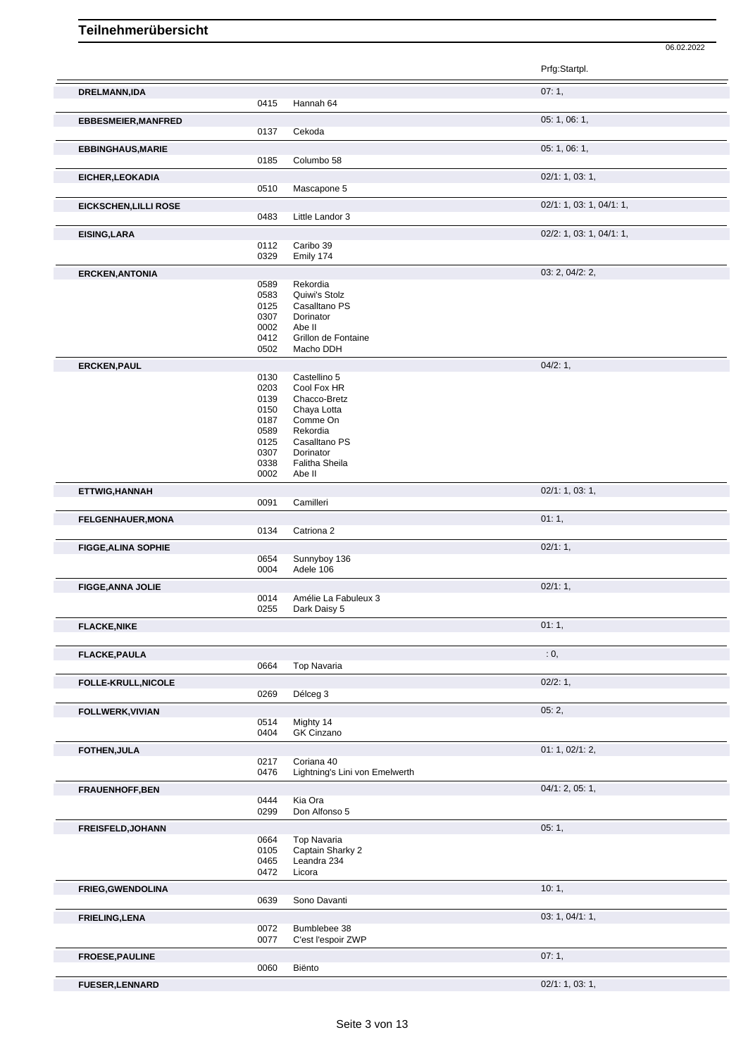# Teilnehmerübersicht

06.02.2022

| Name | Nr. | Pferd | Prfg:Startpl. |
|---|---|---|---|
| **DRELMANN,IDA** | | | 07: 1, |
| | 0415 | Hannah 64 | |
| **EBBESMEIER,MANFRED** | | | 05: 1, 06: 1, |
| | 0137 | Cekoda | |
| **EBBINGHAUS,MARIE** | | | 05: 1, 06: 1, |
| | 0185 | Columbo 58 | |
| **EICHER,LEOKADIA** | | | 02/1: 1, 03: 1, |
| | 0510 | Mascapone 5 | |
| **EICKSCHEN,LILLI ROSE** | | | 02/1: 1, 03: 1, 04/1: 1, |
| | 0483 | Little Landor 3 | |
| **EISING,LARA** | | | 02/2: 1, 03: 1, 04/1: 1, |
| | 0112 | Caribo 39 | |
| | 0329 | Emily 174 | |
| **ERCKEN,ANTONIA** | | | 03: 2, 04/2: 2, |
| | 0589 | Rekordia | |
| | 0583 | Quiwi's Stolz | |
| | 0125 | Casalltano PS | |
| | 0307 | Dorinator | |
| | 0002 | Abe II | |
| | 0412 | Grillon de Fontaine | |
| | 0502 | Macho DDH | |
| **ERCKEN,PAUL** | | | 04/2: 1, |
| | 0130 | Castellino 5 | |
| | 0203 | Cool Fox HR | |
| | 0139 | Chacco-Bretz | |
| | 0150 | Chaya Lotta | |
| | 0187 | Comme On | |
| | 0589 | Rekordia | |
| | 0125 | Casalltano PS | |
| | 0307 | Dorinator | |
| | 0338 | Falitha Sheila | |
| | 0002 | Abe II | |
| **ETTWIG,HANNAH** | | | 02/1: 1, 03: 1, |
| | 0091 | Camilleri | |
| **FELGENHAUER,MONA** | | | 01: 1, |
| | 0134 | Catriona 2 | |
| **FIGGE,ALINA SOPHIE** | | | 02/1: 1, |
| | 0654 | Sunnyboy 136 | |
| | 0004 | Adele 106 | |
| **FIGGE,ANNA JOLIE** | | | 02/1: 1, |
| | 0014 | Amélie La Fabuleux 3 | |
| | 0255 | Dark Daisy 5 | |
| **FLACKE,NIKE** | | | 01: 1, |
| **FLACKE,PAULA** | | | : 0, |
| | 0664 | Top Navaria | |
| **FOLLE-KRULL,NICOLE** | | | 02/2: 1, |
| | 0269 | Délceg 3 | |
| **FOLLWERK,VIVIAN** | | | 05: 2, |
| | 0514 | Mighty 14 | |
| | 0404 | GK Cinzano | |
| **FOTHEN,JULA** | | | 01: 1, 02/1: 2, |
| | 0217 | Coriana 40 | |
| | 0476 | Lightning's Lini von Emelwerth | |
| **FRAUENHOFF,BEN** | | | 04/1: 2, 05: 1, |
| | 0444 | Kia Ora | |
| | 0299 | Don Alfonso 5 | |
| **FREISFELD,JOHANN** | | | 05: 1, |
| | 0664 | Top Navaria | |
| | 0105 | Captain Sharky 2 | |
| | 0465 | Leandra 234 | |
| | 0472 | Licora | |
| **FRIEG,GWENDOLINA** | | | 10: 1, |
| | 0639 | Sono Davanti | |
| **FRIELING,LENA** | | | 03: 1, 04/1: 1, |
| | 0072 | Bumblebee 38 | |
| | 0077 | C'est l'espoir ZWP | |
| **FROESE,PAULINE** | | | 07: 1, |
| | 0060 | Biënto | |
| **FUESER,LENNARD** | | | 02/1: 1, 03: 1, |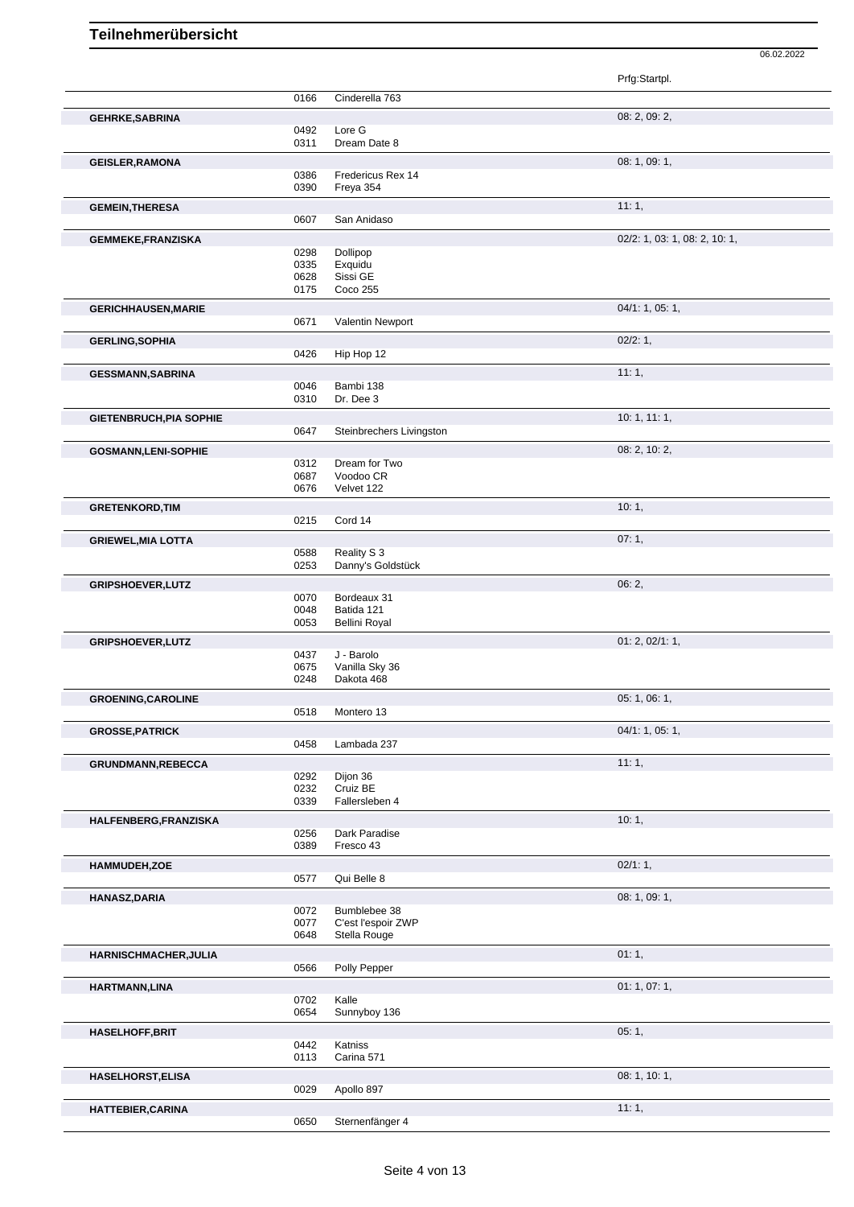# Teilnehmerübersicht

06.02.2022

| Name | Nr. | Pferd | Prfg:Startpl. |
|---|---|---|---|
| | 0166 | Cinderella 763 | |
| **GEHRKE,SABRINA** | | | 08: 2, 09: 2, |
| | 0492 | Lore G | |
| | 0311 | Dream Date 8 | |
| **GEISLER,RAMONA** | | | 08: 1, 09: 1, |
| | 0386 | Fredericus Rex 14 | |
| | 0390 | Freya 354 | |
| **GEMEIN,THERESA** | | | 11: 1, |
| | 0607 | San Anidaso | |
| **GEMMEKE,FRANZISKA** | | | 02/2: 1, 03: 1, 08: 2, 10: 1, |
| | 0298 | Dollipop | |
| | 0335 | Exquidu | |
| | 0628 | Sissi GE | |
| | 0175 | Coco 255 | |
| **GERICHHAUSEN,MARIE** | | | 04/1: 1, 05: 1, |
| | 0671 | Valentin Newport | |
| **GERLING,SOPHIA** | | | 02/2: 1, |
| | 0426 | Hip Hop 12 | |
| **GESSMANN,SABRINA** | | | 11: 1, |
| | 0046 | Bambi 138 | |
| | 0310 | Dr. Dee 3 | |
| **GIETENBRUCH,PIA SOPHIE** | | | 10: 1, 11: 1, |
| | 0647 | Steinbrechers Livingston | |
| **GOSMANN,LENI-SOPHIE** | | | 08: 2, 10: 2, |
| | 0312 | Dream for Two | |
| | 0687 | Voodoo CR | |
| | 0676 | Velvet 122 | |
| **GRETENKORD,TIM** | | | 10: 1, |
| | 0215 | Cord 14 | |
| **GRIEWEL,MIA LOTTA** | | | 07: 1, |
| | 0588 | Reality S 3 | |
| | 0253 | Danny's Goldstück | |
| **GRIPSHOEVER,LUTZ** | | | 06: 2, |
| | 0070 | Bordeaux 31 | |
| | 0048 | Batida 121 | |
| | 0053 | Bellini Royal | |
| **GRIPSHOEVER,LUTZ** | | | 01: 2, 02/1: 1, |
| | 0437 | J - Barolo | |
| | 0675 | Vanilla Sky 36 | |
| | 0248 | Dakota 468 | |
| **GROENING,CAROLINE** | | | 05: 1, 06: 1, |
| | 0518 | Montero 13 | |
| **GROSSE,PATRICK** | | | 04/1: 1, 05: 1, |
| | 0458 | Lambada 237 | |
| **GRUNDMANN,REBECCA** | | | 11: 1, |
| | 0292 | Dijon 36 | |
| | 0232 | Cruiz BE | |
| | 0339 | Fallersleben 4 | |
| **HALFENBERG,FRANZISKA** | | | 10: 1, |
| | 0256 | Dark Paradise | |
| | 0389 | Fresco 43 | |
| **HAMMUDEH,ZOE** | | | 02/1: 1, |
| | 0577 | Qui Belle 8 | |
| **HANASZ,DARIA** | | | 08: 1, 09: 1, |
| | 0072 | Bumblebee 38 | |
| | 0077 | C'est l'espoir ZWP | |
| | 0648 | Stella Rouge | |
| **HARNISCHMACHER,JULIA** | | | 01: 1, |
| | 0566 | Polly Pepper | |
| **HARTMANN,LINA** | | | 01: 1, 07: 1, |
| | 0702 | Kalle | |
| | 0654 | Sunnyboy 136 | |
| **HASELHOFF,BRIT** | | | 05: 1, |
| | 0442 | Katniss | |
| | 0113 | Carina 571 | |
| **HASELHORST,ELISA** | | | 08: 1, 10: 1, |
| | 0029 | Apollo 897 | |
| **HATTEBIER,CARINA** | | | 11: 1, |
| | 0650 | Sternenfänger 4 | |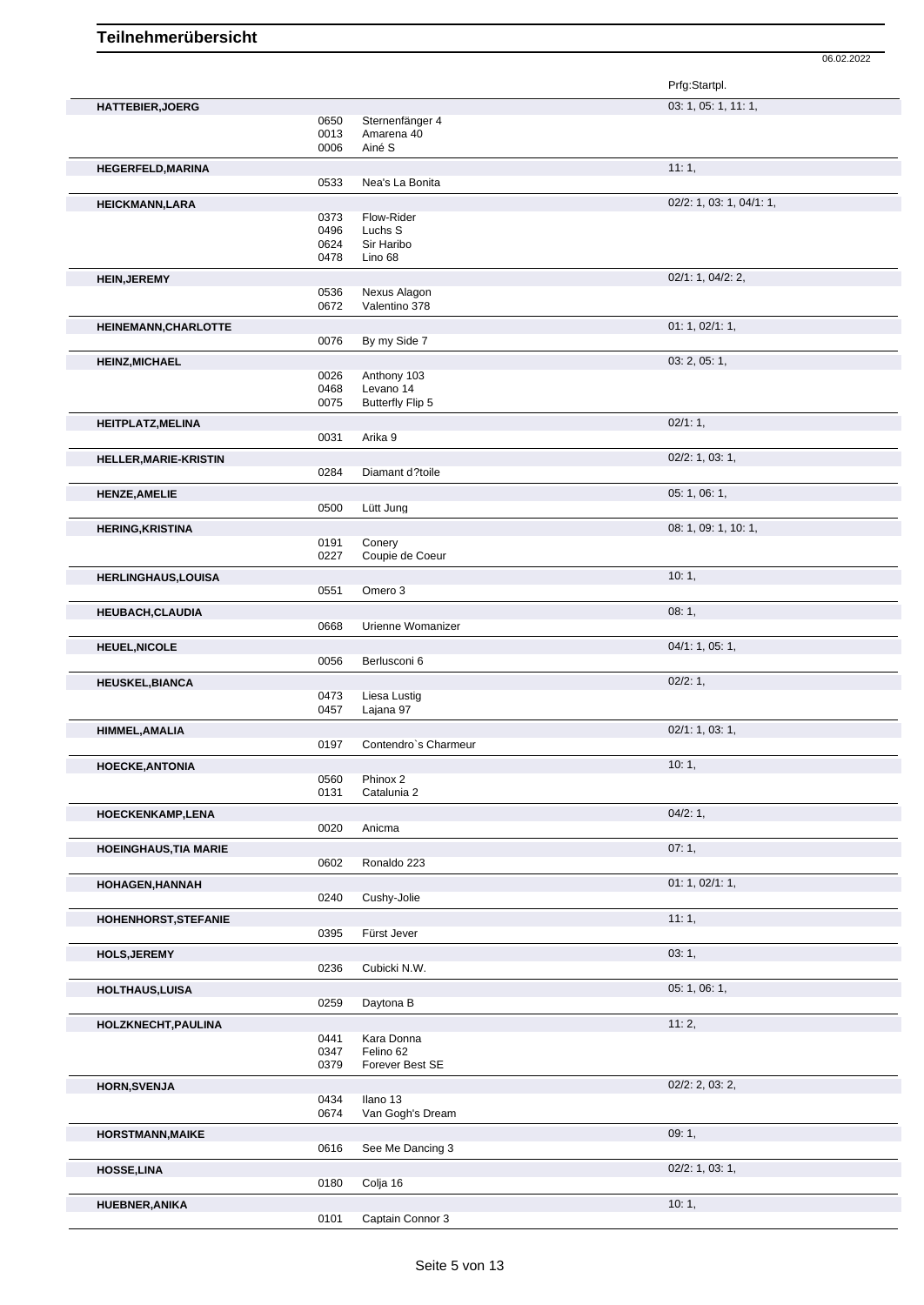# Teilnehmerübersicht

06.02.2022

| Name | Nr. | Pferd | Prfg:Startpl. |
|---|---|---|---|
| **HATTEBIER,JOERG** | | | 03: 1, 05: 1, 11: 1, |
| | 0650 | Sternenfänger 4 | |
| | 0013 | Amarena 40 | |
| | 0006 | Ainé S | |
| **HEGERFELD,MARINA** | | | 11: 1, |
| | 0533 | Nea's La Bonita | |
| **HEICKMANN,LARA** | | | 02/2: 1, 03: 1, 04/1: 1, |
| | 0373 | Flow-Rider | |
| | 0496 | Luchs S | |
| | 0624 | Sir Haribo | |
| | 0478 | Lino 68 | |
| **HEIN,JEREMY** | | | 02/1: 1, 04/2: 2, |
| | 0536 | Nexus Alagon | |
| | 0672 | Valentino 378 | |
| **HEINEMANN,CHARLOTTE** | | | 01: 1, 02/1: 1, |
| | 0076 | By my Side 7 | |
| **HEINZ,MICHAEL** | | | 03: 2, 05: 1, |
| | 0026 | Anthony 103 | |
| | 0468 | Levano 14 | |
| | 0075 | Butterfly Flip 5 | |
| **HEITPLATZ,MELINA** | | | 02/1: 1, |
| | 0031 | Arika 9 | |
| **HELLER,MARIE-KRISTIN** | | | 02/2: 1, 03: 1, |
| | 0284 | Diamant d?toile | |
| **HENZE,AMELIE** | | | 05: 1, 06: 1, |
| | 0500 | Lütt Jung | |
| **HERING,KRISTINA** | | | 08: 1, 09: 1, 10: 1, |
| | 0191 | Conery | |
| | 0227 | Coupie de Coeur | |
| **HERLINGHAUS,LOUISA** | | | 10: 1, |
| | 0551 | Omero 3 | |
| **HEUBACH,CLAUDIA** | | | 08: 1, |
| | 0668 | Urienne Womanizer | |
| **HEUEL,NICOLE** | | | 04/1: 1, 05: 1, |
| | 0056 | Berlusconi 6 | |
| **HEUSKEL,BIANCA** | | | 02/2: 1, |
| | 0473 | Liesa Lustig | |
| | 0457 | Lajana 97 | |
| **HIMMEL,AMALIA** | | | 02/1: 1, 03: 1, |
| | 0197 | Contendro`s Charmeur | |
| **HOECKE,ANTONIA** | | | 10: 1, |
| | 0560 | Phinox 2 | |
| | 0131 | Catalunia 2 | |
| **HOECKENKAMP,LENA** | | | 04/2: 1, |
| | 0020 | Anicma | |
| **HOEINGHAUS,TIA MARIE** | | | 07: 1, |
| | 0602 | Ronaldo 223 | |
| **HOHAGEN,HANNAH** | | | 01: 1, 02/1: 1, |
| | 0240 | Cushy-Jolie | |
| **HOHENHORST,STEFANIE** | | | 11: 1, |
| | 0395 | Fürst Jever | |
| **HOLS,JEREMY** | | | 03: 1, |
| | 0236 | Cubicki N.W. | |
| **HOLTHAUS,LUISA** | | | 05: 1, 06: 1, |
| | 0259 | Daytona B | |
| **HOLZKNECHT,PAULINA** | | | 11: 2, |
| | 0441 | Kara Donna | |
| | 0347 | Felino 62 | |
| | 0379 | Forever Best SE | |
| **HORN,SVENJA** | | | 02/2: 2, 03: 2, |
| | 0434 | Ilano 13 | |
| | 0674 | Van Gogh's Dream | |
| **HORSTMANN,MAIKE** | | | 09: 1, |
| | 0616 | See Me Dancing 3 | |
| **HOSSE,LINA** | | | 02/2: 1, 03: 1, |
| | 0180 | Colja 16 | |
| **HUEBNER,ANIKA** | | | 10: 1, |
| | 0101 | Captain Connor 3 | |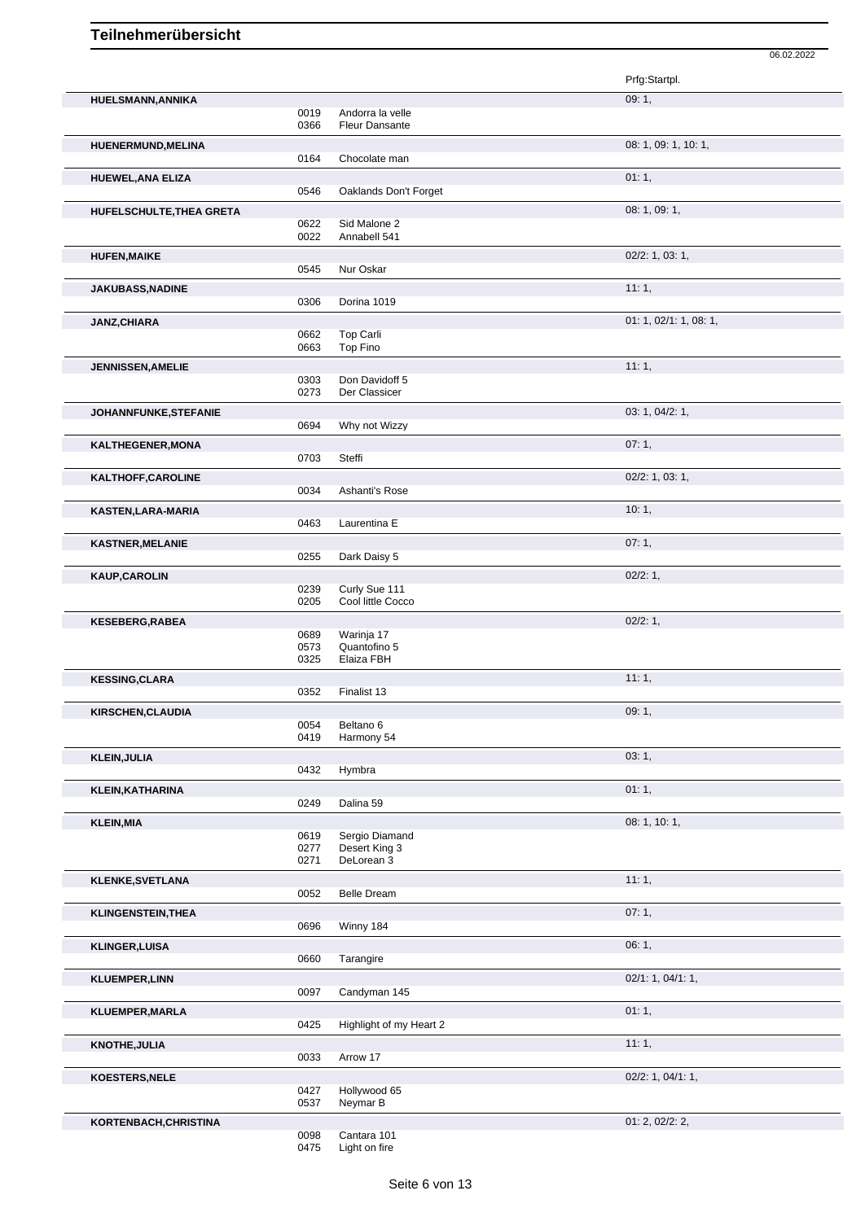# Teilnehmerübersicht

06.02.2022

| Teilnehmer | Nr. | Pferd | Prfg:Startpl. |
|---|---|---|---|
| **HUELSMANN,ANNIKA** | | | 09: 1, |
| | 0019 | Andorra la velle | |
| | 0366 | Fleur Dansante | |
| **HUENERMUND,MELINA** | | | 08: 1, 09: 1, 10: 1, |
| | 0164 | Chocolate man | |
| **HUEWEL,ANA ELIZA** | | | 01: 1, |
| | 0546 | Oaklands Don't Forget | |
| **HUFELSCHULTE,THEA GRETA** | | | 08: 1, 09: 1, |
| | 0622 | Sid Malone 2 | |
| | 0022 | Annabell 541 | |
| **HUFEN,MAIKE** | | | 02/2: 1, 03: 1, |
| | 0545 | Nur Oskar | |
| **JAKUBASS,NADINE** | | | 11: 1, |
| | 0306 | Dorina 1019 | |
| **JANZ,CHIARA** | | | 01: 1, 02/1: 1, 08: 1, |
| | 0662 | Top Carli | |
| | 0663 | Top Fino | |
| **JENNISSEN,AMELIE** | | | 11: 1, |
| | 0303 | Don Davidoff 5 | |
| | 0273 | Der Classicer | |
| **JOHANNFUNKE,STEFANIE** | | | 03: 1, 04/2: 1, |
| | 0694 | Why not Wizzy | |
| **KALTHEGENER,MONA** | | | 07: 1, |
| | 0703 | Steffi | |
| **KALTHOFF,CAROLINE** | | | 02/2: 1, 03: 1, |
| | 0034 | Ashanti's Rose | |
| **KASTEN,LARA-MARIA** | | | 10: 1, |
| | 0463 | Laurentina E | |
| **KASTNER,MELANIE** | | | 07: 1, |
| | 0255 | Dark Daisy 5 | |
| **KAUP,CAROLIN** | | | 02/2: 1, |
| | 0239 | Curly Sue 111 | |
| | 0205 | Cool little Cocco | |
| **KESEBERG,RABEA** | | | 02/2: 1, |
| | 0689 | Warinja 17 | |
| | 0573 | Quantofino 5 | |
| | 0325 | Elaiza FBH | |
| **KESSING,CLARA** | | | 11: 1, |
| | 0352 | Finalist 13 | |
| **KIRSCHEN,CLAUDIA** | | | 09: 1, |
| | 0054 | Beltano 6 | |
| | 0419 | Harmony 54 | |
| **KLEIN,JULIA** | | | 03: 1, |
| | 0432 | Hymbra | |
| **KLEIN,KATHARINA** | | | 01: 1, |
| | 0249 | Dalina 59 | |
| **KLEIN,MIA** | | | 08: 1, 10: 1, |
| | 0619 | Sergio Diamand | |
| | 0277 | Desert King 3 | |
| | 0271 | DeLorean 3 | |
| **KLENKE,SVETLANA** | | | 11: 1, |
| | 0052 | Belle Dream | |
| **KLINGENSTEIN,THEA** | | | 07: 1, |
| | 0696 | Winny 184 | |
| **KLINGER,LUISA** | | | 06: 1, |
| | 0660 | Tarangire | |
| **KLUEMPER,LINN** | | | 02/1: 1, 04/1: 1, |
| | 0097 | Candyman 145 | |
| **KLUEMPER,MARLA** | | | 01: 1, |
| | 0425 | Highlight of my Heart 2 | |
| **KNOTHE,JULIA** | | | 11: 1, |
| | 0033 | Arrow 17 | |
| **KOESTERS,NELE** | | | 02/2: 1, 04/1: 1, |
| | 0427 | Hollywood 65 | |
| | 0537 | Neymar B | |
| **KORTENBACH,CHRISTINA** | | | 01: 2, 02/2: 2, |
| | 0098 | Cantara 101 | |
| | 0475 | Light on fire | |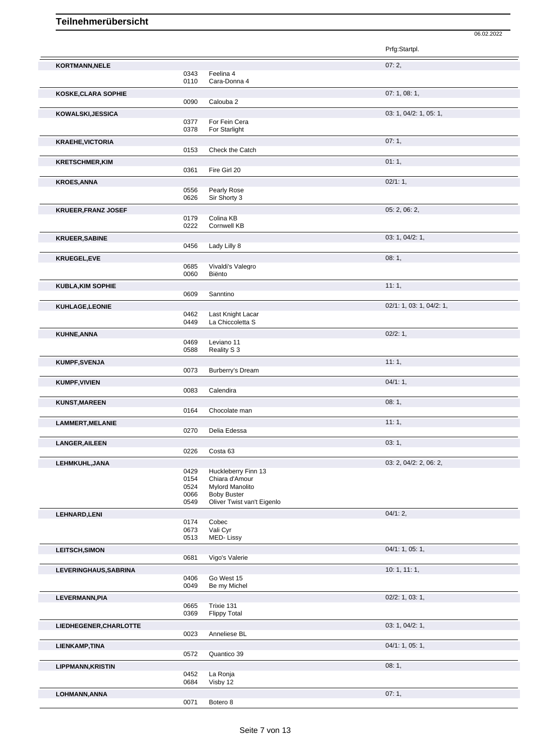# Teilnehmerübersicht

06.02.2022

| Teilnehmer | Nr. | Pferd | Prfg:Startpl. |
|---|---|---|---|
| **KORTMANN,NELE** | | | 07: 2, |
| | 0343 | Feelina 4 | |
| | 0110 | Cara-Donna 4 | |
| **KOSKE,CLARA SOPHIE** | | | 07: 1, 08: 1, |
| | 0090 | Calouba 2 | |
| **KOWALSKI,JESSICA** | | | 03: 1, 04/2: 1, 05: 1, |
| | 0377 | For Fein Cera | |
| | 0378 | For Starlight | |
| **KRAEHE,VICTORIA** | | | 07: 1, |
| | 0153 | Check the Catch | |
| **KRETSCHMER,KIM** | | | 01: 1, |
| | 0361 | Fire Girl 20 | |
| **KROES,ANNA** | | | 02/1: 1, |
| | 0556 | Pearly Rose | |
| | 0626 | Sir Shorty 3 | |
| **KRUEER,FRANZ JOSEF** | | | 05: 2, 06: 2, |
| | 0179 | Colina KB | |
| | 0222 | Cornwell KB | |
| **KRUEER,SABINE** | | | 03: 1, 04/2: 1, |
| | 0456 | Lady Lilly 8 | |
| **KRUEGEL,EVE** | | | 08: 1, |
| | 0685 | Vivaldi's Valegro | |
| | 0060 | Biënto | |
| **KUBLA,KIM SOPHIE** | | | 11: 1, |
| | 0609 | Sanntino | |
| **KUHLAGE,LEONIE** | | | 02/1: 1, 03: 1, 04/2: 1, |
| | 0462 | Last Knight Lacar | |
| | 0449 | La Chiccoletta S | |
| **KUHNE,ANNA** | | | 02/2: 1, |
| | 0469 | Leviano 11 | |
| | 0588 | Reality S 3 | |
| **KUMPF,SVENJA** | | | 11: 1, |
| | 0073 | Burberry's Dream | |
| **KUMPF,VIVIEN** | | | 04/1: 1, |
| | 0083 | Calendira | |
| **KUNST,MAREEN** | | | 08: 1, |
| | 0164 | Chocolate man | |
| **LAMMERT,MELANIE** | | | 11: 1, |
| | 0270 | Delia Edessa | |
| **LANGER,AILEEN** | | | 03: 1, |
| | 0226 | Costa 63 | |
| **LEHMKUHL,JANA** | | | 03: 2, 04/2: 2, 06: 2, |
| | 0429 | Huckleberry Finn 13 | |
| | 0154 | Chiara d'Amour | |
| | 0524 | Mylord Manolito | |
| | 0066 | Boby Buster | |
| | 0549 | Oliver Twist van't Eigenlo | |
| **LEHNARD,LENI** | | | 04/1: 2, |
| | 0174 | Cobec | |
| | 0673 | Vali Cyr | |
| | 0513 | MED- Lissy | |
| **LEITSCH,SIMON** | | | 04/1: 1, 05: 1, |
| | 0681 | Vigo's Valerie | |
| **LEVERINGHAUS,SABRINA** | | | 10: 1, 11: 1, |
| | 0406 | Go West 15 | |
| | 0049 | Be my Michel | |
| **LEVERMANN,PIA** | | | 02/2: 1, 03: 1, |
| | 0665 | Trixie 131 | |
| | 0369 | Flippy Total | |
| **LIEDHEGENER,CHARLOTTE** | | | 03: 1, 04/2: 1, |
| | 0023 | Anneliese BL | |
| **LIENKAMP,TINA** | | | 04/1: 1, 05: 1, |
| | 0572 | Quantico 39 | |
| **LIPPMANN,KRISTIN** | | | 08: 1, |
| | 0452 | La Ronja | |
| | 0684 | Visby 12 | |
| **LOHMANN,ANNA** | | | 07: 1, |
| | 0071 | Botero 8 | |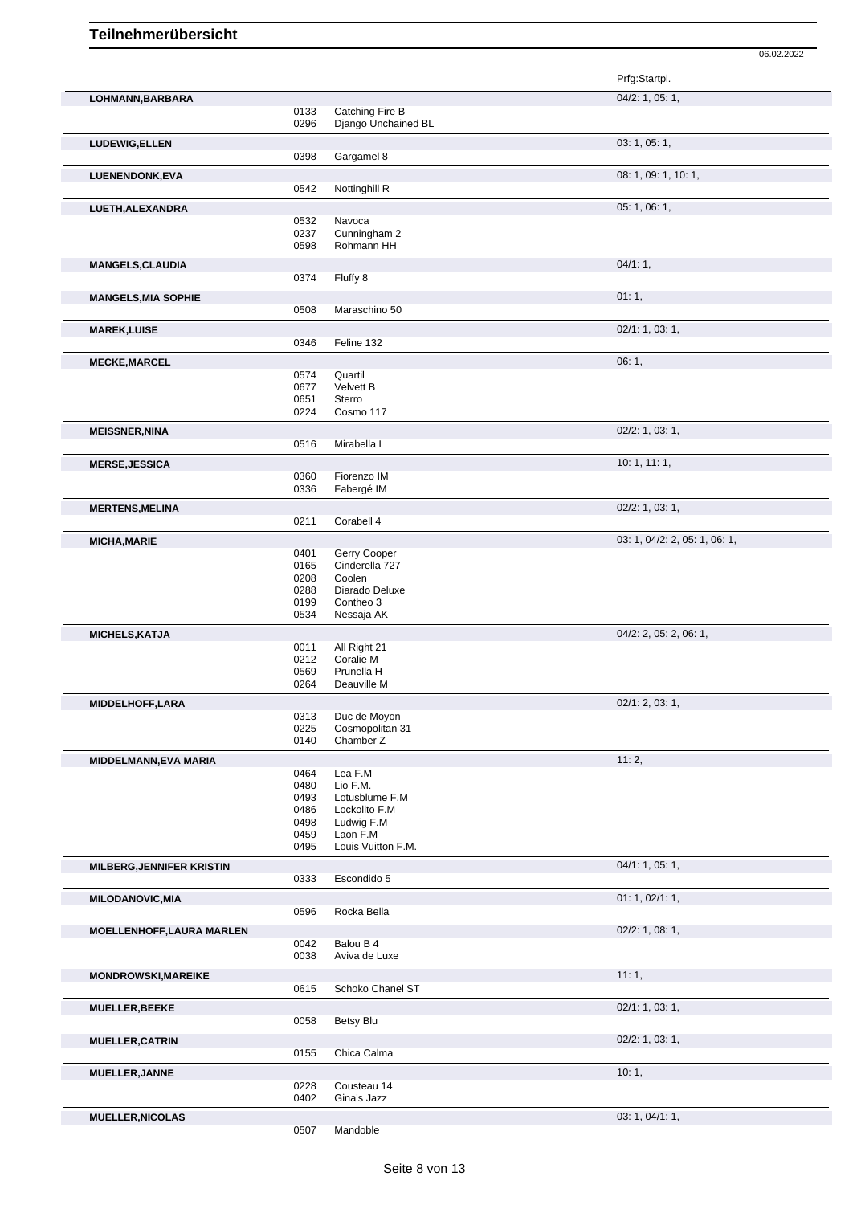# Teilnehmerübersicht

06.02.2022

| Name | Nr. | Pferd | Prfg:Startpl. |
|---|---|---|---|
| **LOHMANN,BARBARA** | | | 04/2: 1, 05: 1, |
| | 0133 | Catching Fire B | |
| | 0296 | Django Unchained BL | |
| **LUDEWIG,ELLEN** | | | 03: 1, 05: 1, |
| | 0398 | Gargamel 8 | |
| **LUENENDONK,EVA** | | | 08: 1, 09: 1, 10: 1, |
| | 0542 | Nottinghill R | |
| **LUETH,ALEXANDRA** | | | 05: 1, 06: 1, |
| | 0532 | Navoca | |
| | 0237 | Cunningham 2 | |
| | 0598 | Rohmann HH | |
| **MANGELS,CLAUDIA** | | | 04/1: 1, |
| | 0374 | Fluffy 8 | |
| **MANGELS,MIA SOPHIE** | | | 01: 1, |
| | 0508 | Maraschino 50 | |
| **MAREK,LUISE** | | | 02/1: 1, 03: 1, |
| | 0346 | Feline 132 | |
| **MECKE,MARCEL** | | | 06: 1, |
| | 0574 | Quartil | |
| | 0677 | Velvett B | |
| | 0651 | Sterro | |
| | 0224 | Cosmo 117 | |
| **MEISSNER,NINA** | | | 02/2: 1, 03: 1, |
| | 0516 | Mirabella L | |
| **MERSE,JESSICA** | | | 10: 1, 11: 1, |
| | 0360 | Fiorenzo IM | |
| | 0336 | Fabergé IM | |
| **MERTENS,MELINA** | | | 02/2: 1, 03: 1, |
| | 0211 | Corabell 4 | |
| **MICHA,MARIE** | | | 03: 1, 04/2: 2, 05: 1, 06: 1, |
| | 0401 | Gerry Cooper | |
| | 0165 | Cinderella 727 | |
| | 0208 | Coolen | |
| | 0288 | Diarado Deluxe | |
| | 0199 | Contheo 3 | |
| | 0534 | Nessaja AK | |
| **MICHELS,KATJA** | | | 04/2: 2, 05: 2, 06: 1, |
| | 0011 | All Right 21 | |
| | 0212 | Coralie M | |
| | 0569 | Prunella H | |
| | 0264 | Deauville M | |
| **MIDDELHOFF,LARA** | | | 02/1: 2, 03: 1, |
| | 0313 | Duc de Moyon | |
| | 0225 | Cosmopolitan 31 | |
| | 0140 | Chamber Z | |
| **MIDDELMANN,EVA MARIA** | | | 11: 2, |
| | 0464 | Lea F.M | |
| | 0480 | Lio F.M. | |
| | 0493 | Lotusblume F.M | |
| | 0486 | Lockolito F.M | |
| | 0498 | Ludwig F.M | |
| | 0459 | Laon F.M | |
| | 0495 | Louis Vuitton F.M. | |
| **MILBERG,JENNIFER KRISTIN** | | | 04/1: 1, 05: 1, |
| | 0333 | Escondido 5 | |
| **MILODANOVIC,MIA** | | | 01: 1, 02/1: 1, |
| | 0596 | Rocka Bella | |
| **MOELLENHOFF,LAURA MARLEN** | | | 02/2: 1, 08: 1, |
| | 0042 | Balou B 4 | |
| | 0038 | Aviva de Luxe | |
| **MONDROWSKI,MAREIKE** | | | 11: 1, |
| | 0615 | Schoko Chanel ST | |
| **MUELLER,BEEKE** | | | 02/1: 1, 03: 1, |
| | 0058 | Betsy Blu | |
| **MUELLER,CATRIN** | | | 02/2: 1, 03: 1, |
| | 0155 | Chica Calma | |
| **MUELLER,JANNE** | | | 10: 1, |
| | 0228 | Cousteau 14 | |
| | 0402 | Gina's Jazz | |
| **MUELLER,NICOLAS** | | | 03: 1, 04/1: 1, |
| | 0507 | Mandoble | |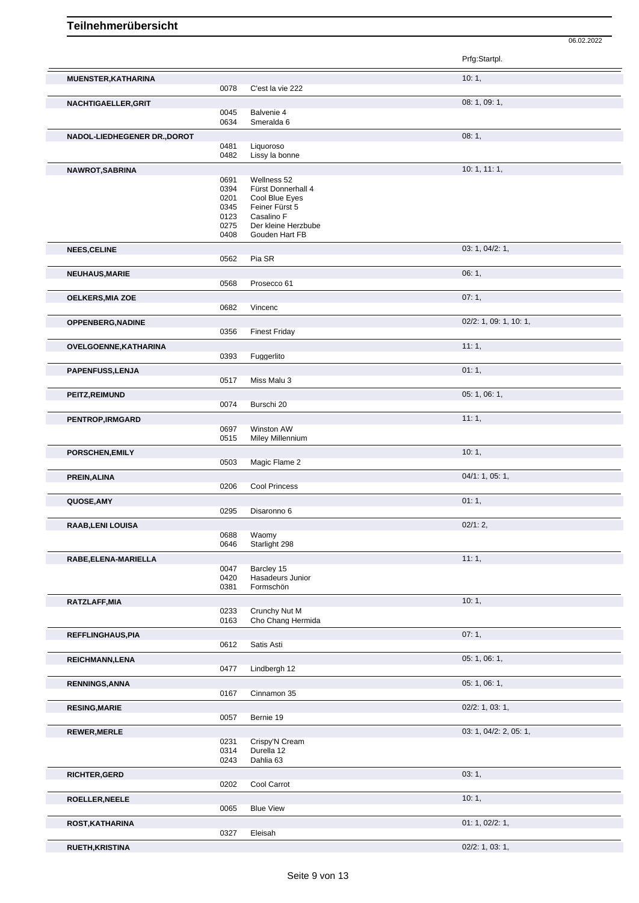# Teilnehmerübersicht

06.02.2022

| Name | Nr. | Pferd | Prfg:Startpl. |
|---|---|---|---|
| **MUENSTER,KATHARINA** | | | 10: 1, |
| | 0078 | C'est la vie 222 | |
| **NACHTIGAELLER,GRIT** | | | 08: 1, 09: 1, |
| | 0045 | Balvenie 4 | |
| | 0634 | Smeralda 6 | |
| **NADOL-LIEDHEGENER DR.,DOROT** | | | 08: 1, |
| | 0481 | Liquoroso | |
| | 0482 | Lissy la bonne | |
| **NAWROT,SABRINA** | | | 10: 1, 11: 1, |
| | 0691 | Wellness 52 | |
| | 0394 | Fürst Donnerhall 4 | |
| | 0201 | Cool Blue Eyes | |
| | 0345 | Feiner Fürst 5 | |
| | 0123 | Casalino F | |
| | 0275 | Der kleine Herzbube | |
| | 0408 | Gouden Hart FB | |
| **NEES,CELINE** | | | 03: 1, 04/2: 1, |
| | 0562 | Pia SR | |
| **NEUHAUS,MARIE** | | | 06: 1, |
| | 0568 | Prosecco 61 | |
| **OELKERS,MIA ZOE** | | | 07: 1, |
| | 0682 | Vincenc | |
| **OPPENBERG,NADINE** | | | 02/2: 1, 09: 1, 10: 1, |
| | 0356 | Finest Friday | |
| **OVELGOENNE,KATHARINA** | | | 11: 1, |
| | 0393 | Fuggerlito | |
| **PAPENFUSS,LENJA** | | | 01: 1, |
| | 0517 | Miss Malu 3 | |
| **PEITZ,REIMUND** | | | 05: 1, 06: 1, |
| | 0074 | Burschi 20 | |
| **PENTROP,IRMGARD** | | | 11: 1, |
| | 0697 | Winston AW | |
| | 0515 | Miley Millennium | |
| **PORSCHEN,EMILY** | | | 10: 1, |
| | 0503 | Magic Flame 2 | |
| **PREIN,ALINA** | | | 04/1: 1, 05: 1, |
| | 0206 | Cool Princess | |
| **QUOSE,AMY** | | | 01: 1, |
| | 0295 | Disaronno 6 | |
| **RAAB,LENI LOUISA** | | | 02/1: 2, |
| | 0688 | Waomy | |
| | 0646 | Starlight 298 | |
| **RABE,ELENA-MARIELLA** | | | 11: 1, |
| | 0047 | Barcley 15 | |
| | 0420 | Hasadeurs Junior | |
| | 0381 | Formschön | |
| **RATZLAFF,MIA** | | | 10: 1, |
| | 0233 | Crunchy Nut M | |
| | 0163 | Cho Chang Hermida | |
| **REFFLINGHAUS,PIA** | | | 07: 1, |
| | 0612 | Satis Asti | |
| **REICHMANN,LENA** | | | 05: 1, 06: 1, |
| | 0477 | Lindbergh 12 | |
| **RENNINGS,ANNA** | | | 05: 1, 06: 1, |
| | 0167 | Cinnamon 35 | |
| **RESING,MARIE** | | | 02/2: 1, 03: 1, |
| | 0057 | Bernie 19 | |
| **REWER,MERLE** | | | 03: 1, 04/2: 2, 05: 1, |
| | 0231 | Crispy'N Cream | |
| | 0314 | Durella 12 | |
| | 0243 | Dahlia 63 | |
| **RICHTER,GERD** | | | 03: 1, |
| | 0202 | Cool Carrot | |
| **ROELLER,NEELE** | | | 10: 1, |
| | 0065 | Blue View | |
| **ROST,KATHARINA** | | | 01: 1, 02/2: 1, |
| | 0327 | Eleisah | |
| **RUETH,KRISTINA** | | | 02/2: 1, 03: 1, |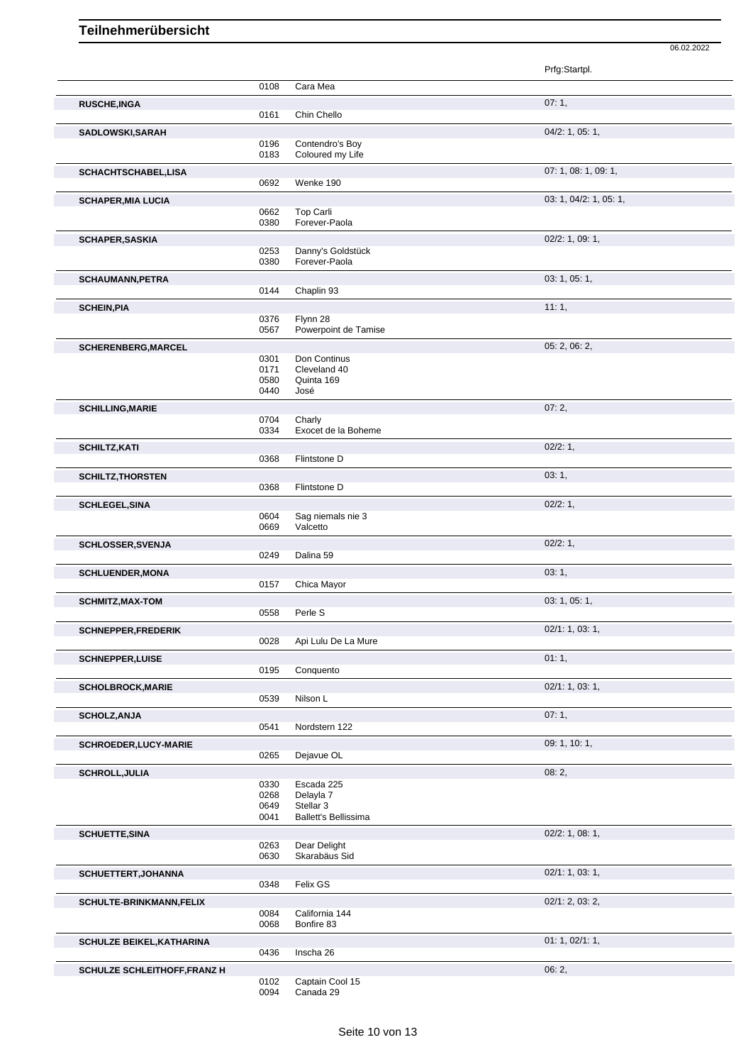# Teilnehmerübersicht

06.02.2022

| Name | Nr. | Pferd | Prfg:Startpl. |
|---|---|---|---|
| | 0108 | Cara Mea | |
| **RUSCHE,INGA** | | | 07: 1, |
| | 0161 | Chin Chello | |
| **SADLOWSKI,SARAH** | | | 04/2: 1, 05: 1, |
| | 0196 | Contendro's Boy | |
| | 0183 | Coloured my Life | |
| **SCHACHTSCHABEL,LISA** | | | 07: 1, 08: 1, 09: 1, |
| | 0692 | Wenke 190 | |
| **SCHAPER,MIA LUCIA** | | | 03: 1, 04/2: 1, 05: 1, |
| | 0662 | Top Carli | |
| | 0380 | Forever-Paola | |
| **SCHAPER,SASKIA** | | | 02/2: 1, 09: 1, |
| | 0253 | Danny's Goldstück | |
| | 0380 | Forever-Paola | |
| **SCHAUMANN,PETRA** | | | 03: 1, 05: 1, |
| | 0144 | Chaplin 93 | |
| **SCHEIN,PIA** | | | 11: 1, |
| | 0376 | Flynn 28 | |
| | 0567 | Powerpoint de Tamise | |
| **SCHERENBERG,MARCEL** | | | 05: 2, 06: 2, |
| | 0301 | Don Continus | |
| | 0171 | Cleveland 40 | |
| | 0580 | Quinta 169 | |
| | 0440 | José | |
| **SCHILLING,MARIE** | | | 07: 2, |
| | 0704 | Charly | |
| | 0334 | Exocet de la Boheme | |
| **SCHILTZ,KATI** | | | 02/2: 1, |
| | 0368 | Flintstone D | |
| **SCHILTZ,THORSTEN** | | | 03: 1, |
| | 0368 | Flintstone D | |
| **SCHLEGEL,SINA** | | | 02/2: 1, |
| | 0604 | Sag niemals nie 3 | |
| | 0669 | Valcetto | |
| **SCHLOSSER,SVENJA** | | | 02/2: 1, |
| | 0249 | Dalina 59 | |
| **SCHLUENDER,MONA** | | | 03: 1, |
| | 0157 | Chica Mayor | |
| **SCHMITZ,MAX-TOM** | | | 03: 1, 05: 1, |
| | 0558 | Perle S | |
| **SCHNEPPER,FREDERIK** | | | 02/1: 1, 03: 1, |
| | 0028 | Api Lulu De La Mure | |
| **SCHNEPPER,LUISE** | | | 01: 1, |
| | 0195 | Conquento | |
| **SCHOLBROCK,MARIE** | | | 02/1: 1, 03: 1, |
| | 0539 | Nilson L | |
| **SCHOLZ,ANJA** | | | 07: 1, |
| | 0541 | Nordstern 122 | |
| **SCHROEDER,LUCY-MARIE** | | | 09: 1, 10: 1, |
| | 0265 | Dejavue OL | |
| **SCHROLL,JULIA** | | | 08: 2, |
| | 0330 | Escada 225 | |
| | 0268 | Delayla 7 | |
| | 0649 | Stellar 3 | |
| | 0041 | Ballett's Bellissima | |
| **SCHUETTE,SINA** | | | 02/2: 1, 08: 1, |
| | 0263 | Dear Delight | |
| | 0630 | Skarabäus Sid | |
| **SCHUETTERT,JOHANNA** | | | 02/1: 1, 03: 1, |
| | 0348 | Felix GS | |
| **SCHULTE-BRINKMANN,FELIX** | | | 02/1: 2, 03: 2, |
| | 0084 | California 144 | |
| | 0068 | Bonfire 83 | |
| **SCHULZE BEIKEL,KATHARINA** | | | 01: 1, 02/1: 1, |
| | 0436 | Inscha 26 | |
| **SCHULZE SCHLEITHOFF,FRANZ H** | | | 06: 2, |
| | 0102 | Captain Cool 15 | |
| | 0094 | Canada 29 | |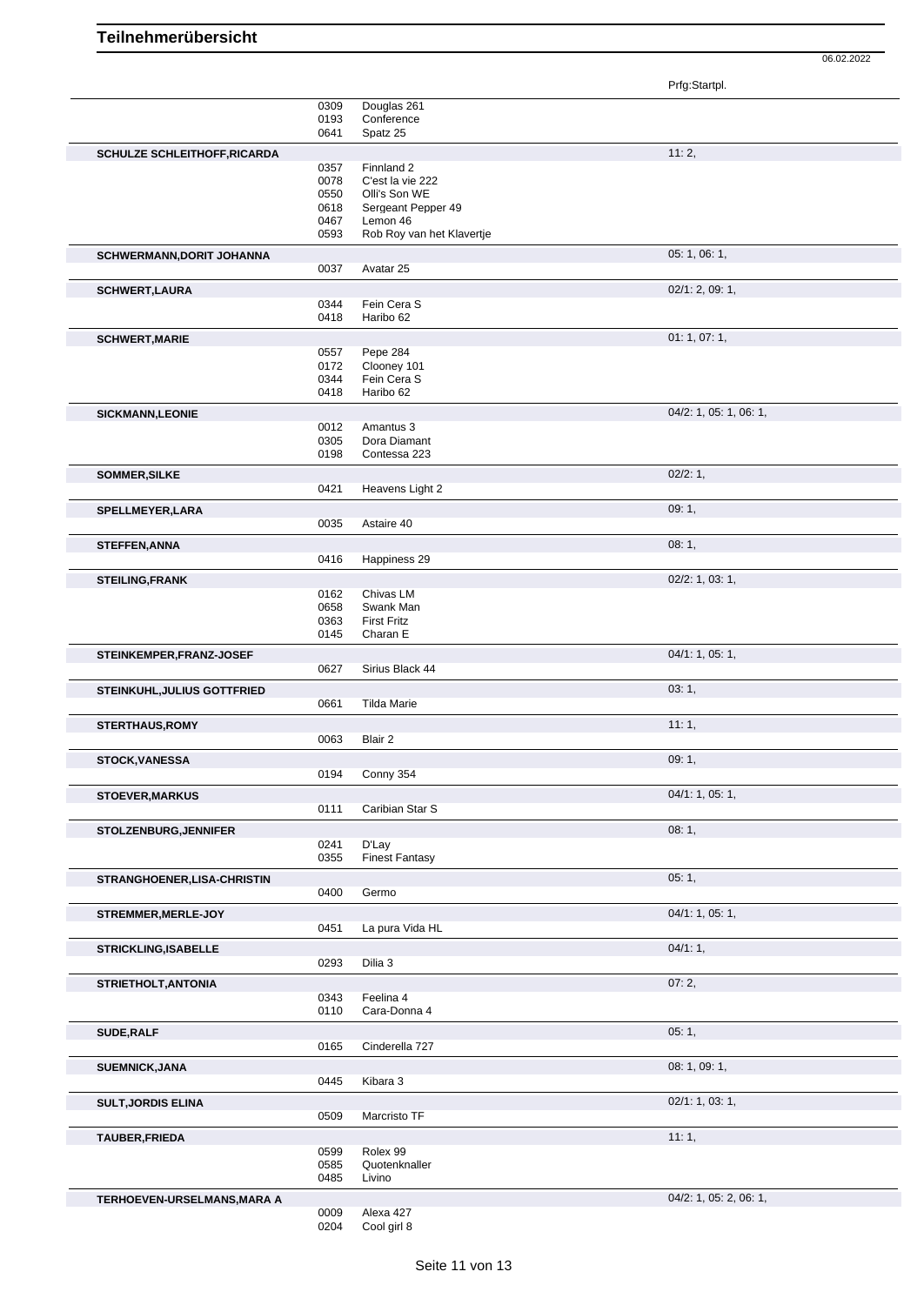# Teilnehmerübersicht

06.02.2022

| Teilnehmer | Nr. | Pferd | Prfg:Startpl. |
|---|---|---|---|
| | 0309 | Douglas 261 | |
| | 0193 | Conference | |
| | 0641 | Spatz 25 | |
| **SCHULZE SCHLEITHOFF,RICARDA** | | | 11: 2, |
| | 0357 | Finnland 2 | |
| | 0078 | C'est la vie 222 | |
| | 0550 | Olli's Son WE | |
| | 0618 | Sergeant Pepper 49 | |
| | 0467 | Lemon 46 | |
| | 0593 | Rob Roy van het Klavertje | |
| **SCHWERMANN,DORIT JOHANNA** | | | 05: 1, 06: 1, |
| | 0037 | Avatar 25 | |
| **SCHWERT,LAURA** | | | 02/1: 2, 09: 1, |
| | 0344 | Fein Cera S | |
| | 0418 | Haribo 62 | |
| **SCHWERT,MARIE** | | | 01: 1, 07: 1, |
| | 0557 | Pepe 284 | |
| | 0172 | Clooney 101 | |
| | 0344 | Fein Cera S | |
| | 0418 | Haribo 62 | |
| **SICKMANN,LEONIE** | | | 04/2: 1, 05: 1, 06: 1, |
| | 0012 | Amantus 3 | |
| | 0305 | Dora Diamant | |
| | 0198 | Contessa 223 | |
| **SOMMER,SILKE** | | | 02/2: 1, |
| | 0421 | Heavens Light 2 | |
| **SPELLMEYER,LARA** | | | 09: 1, |
| | 0035 | Astaire 40 | |
| **STEFFEN,ANNA** | | | 08: 1, |
| | 0416 | Happiness 29 | |
| **STEILING,FRANK** | | | 02/2: 1, 03: 1, |
| | 0162 | Chivas LM | |
| | 0658 | Swank Man | |
| | 0363 | First Fritz | |
| | 0145 | Charan E | |
| **STEINKEMPER,FRANZ-JOSEF** | | | 04/1: 1, 05: 1, |
| | 0627 | Sirius Black 44 | |
| **STEINKUHL,JULIUS GOTTFRIED** | | | 03: 1, |
| | 0661 | Tilda Marie | |
| **STERTHAUS,ROMY** | | | 11: 1, |
| | 0063 | Blair 2 | |
| **STOCK,VANESSA** | | | 09: 1, |
| | 0194 | Conny 354 | |
| **STOEVER,MARKUS** | | | 04/1: 1, 05: 1, |
| | 0111 | Caribian Star S | |
| **STOLZENBURG,JENNIFER** | | | 08: 1, |
| | 0241 | D'Lay | |
| | 0355 | Finest Fantasy | |
| **STRANGHOENER,LISA-CHRISTIN** | | | 05: 1, |
| | 0400 | Germo | |
| **STREMMER,MERLE-JOY** | | | 04/1: 1, 05: 1, |
| | 0451 | La pura Vida HL | |
| **STRICKLING,ISABELLE** | | | 04/1: 1, |
| | 0293 | Dilia 3 | |
| **STRIETHOLT,ANTONIA** | | | 07: 2, |
| | 0343 | Feelina 4 | |
| | 0110 | Cara-Donna 4 | |
| **SUDE,RALF** | | | 05: 1, |
| | 0165 | Cinderella 727 | |
| **SUEMNICK,JANA** | | | 08: 1, 09: 1, |
| | 0445 | Kibara 3 | |
| **SULT,JORDIS ELINA** | | | 02/1: 1, 03: 1, |
| | 0509 | Marcristo TF | |
| **TAUBER,FRIEDA** | | | 11: 1, |
| | 0599 | Rolex 99 | |
| | 0585 | Quotenknaller | |
| | 0485 | Livino | |
| **TERHOEVEN-URSELMANS,MARA A** | | | 04/2: 1, 05: 2, 06: 1, |
| | 0009 | Alexa 427 | |
| | 0204 | Cool girl 8 | |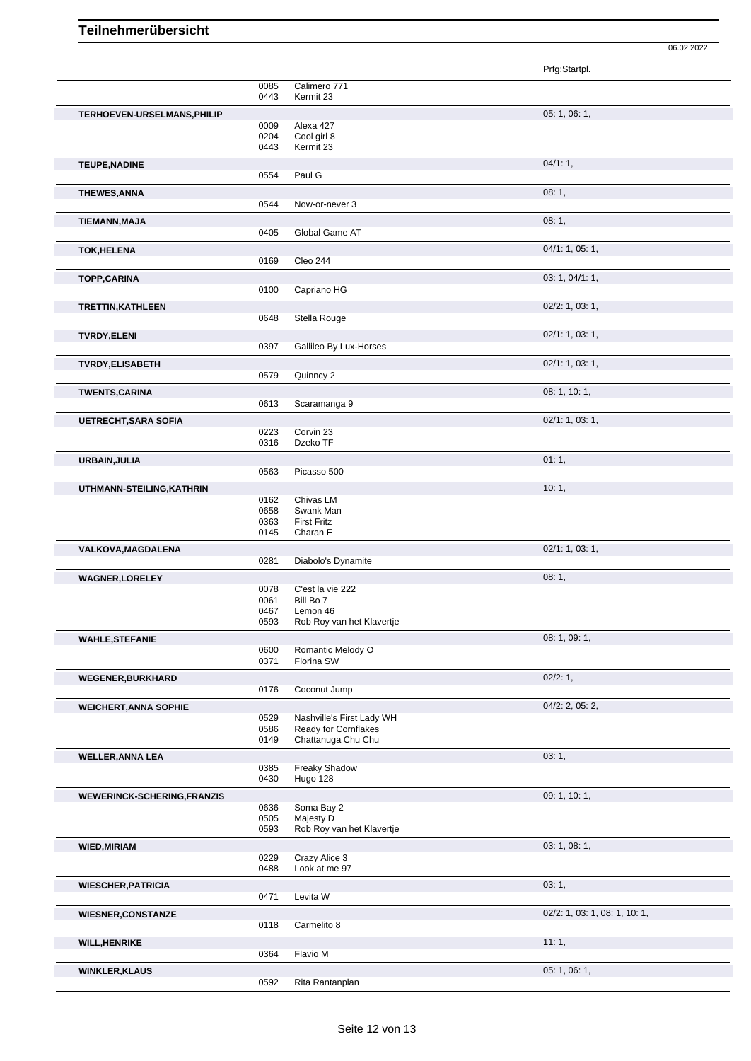# Teilnehmerübersicht

06.02.2022

| Name | Nr. | Pferd | Prfg:Startpl. |
|---|---|---|---|
| | 0085 | Calimero 771 | |
| | 0443 | Kermit 23 | |
| **TERHOEVEN-URSELMANS,PHILIP** | | | 05: 1, 06: 1, |
| | 0009 | Alexa 427 | |
| | 0204 | Cool girl 8 | |
| | 0443 | Kermit 23 | |
| **TEUPE,NADINE** | | | 04/1: 1, |
| | 0554 | Paul G | |
| **THEWES,ANNA** | | | 08: 1, |
| | 0544 | Now-or-never 3 | |
| **TIEMANN,MAJA** | | | 08: 1, |
| | 0405 | Global Game AT | |
| **TOK,HELENA** | | | 04/1: 1, 05: 1, |
| | 0169 | Cleo 244 | |
| **TOPP,CARINA** | | | 03: 1, 04/1: 1, |
| | 0100 | Capriano HG | |
| **TRETTIN,KATHLEEN** | | | 02/2: 1, 03: 1, |
| | 0648 | Stella Rouge | |
| **TVRDY,ELENI** | | | 02/1: 1, 03: 1, |
| | 0397 | Gallileo By Lux-Horses | |
| **TVRDY,ELISABETH** | | | 02/1: 1, 03: 1, |
| | 0579 | Quinncy 2 | |
| **TWENTS,CARINA** | | | 08: 1, 10: 1, |
| | 0613 | Scaramanga 9 | |
| **UETRECHT,SARA SOFIA** | | | 02/1: 1, 03: 1, |
| | 0223 | Corvin 23 | |
| | 0316 | Dzeko TF | |
| **URBAIN,JULIA** | | | 01: 1, |
| | 0563 | Picasso 500 | |
| **UTHMANN-STEILING,KATHRIN** | | | 10: 1, |
| | 0162 | Chivas LM | |
| | 0658 | Swank Man | |
| | 0363 | First Fritz | |
| | 0145 | Charan E | |
| **VALKOVA,MAGDALENA** | | | 02/1: 1, 03: 1, |
| | 0281 | Diabolo's Dynamite | |
| **WAGNER,LORELEY** | | | 08: 1, |
| | 0078 | C'est la vie 222 | |
| | 0061 | Bill Bo 7 | |
| | 0467 | Lemon 46 | |
| | 0593 | Rob Roy van het Klavertje | |
| **WAHLE,STEFANIE** | | | 08: 1, 09: 1, |
| | 0600 | Romantic Melody O | |
| | 0371 | Florina SW | |
| **WEGENER,BURKHARD** | | | 02/2: 1, |
| | 0176 | Coconut Jump | |
| **WEICHERT,ANNA SOPHIE** | | | 04/2: 2, 05: 2, |
| | 0529 | Nashville's First Lady WH | |
| | 0586 | Ready for Cornflakes | |
| | 0149 | Chattanuga Chu Chu | |
| **WELLER,ANNA LEA** | | | 03: 1, |
| | 0385 | Freaky Shadow | |
| | 0430 | Hugo 128 | |
| **WEWERINCK-SCHERING,FRANZIS** | | | 09: 1, 10: 1, |
| | 0636 | Soma Bay 2 | |
| | 0505 | Majesty D | |
| | 0593 | Rob Roy van het Klavertje | |
| **WIED,MIRIAM** | | | 03: 1, 08: 1, |
| | 0229 | Crazy Alice 3 | |
| | 0488 | Look at me 97 | |
| **WIESCHER,PATRICIA** | | | 03: 1, |
| | 0471 | Levita W | |
| **WIESNER,CONSTANZE** | | | 02/2: 1, 03: 1, 08: 1, 10: 1, |
| | 0118 | Carmelito 8 | |
| **WILL,HENRIKE** | | | 11: 1, |
| | 0364 | Flavio M | |
| **WINKLER,KLAUS** | | | 05: 1, 06: 1, |
| | 0592 | Rita Rantanplan | |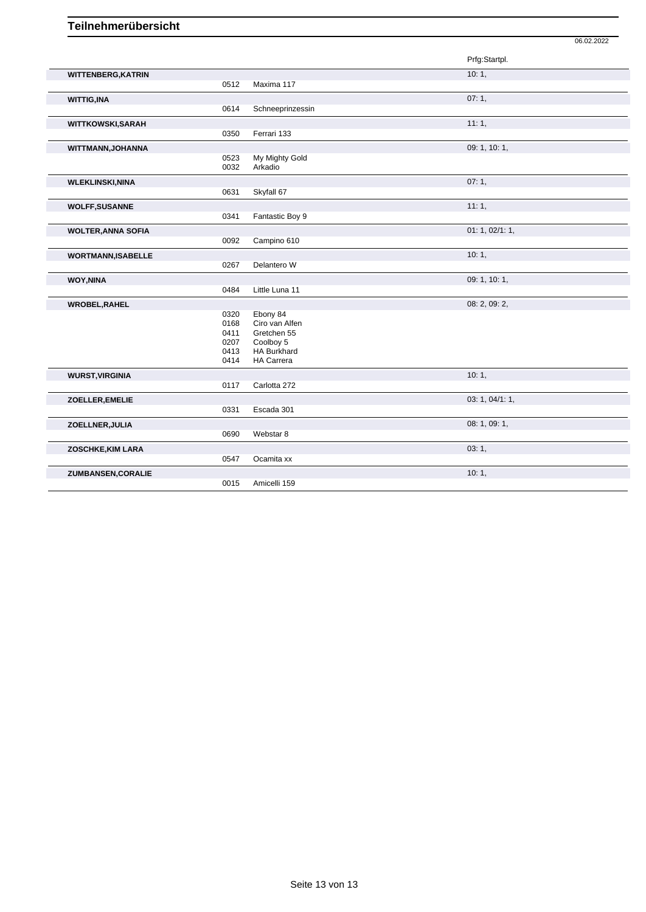# Teilnehmerübersicht

06.02.2022

| | | | Prfg:Startpl. |
|---|---|---|---|
| **WITTENBERG,KATRIN** | | | 10: 1, |
| | 0512 | Maxima 117 | |
| **WITTIG,INA** | | | 07: 1, |
| | 0614 | Schneeprinzessin | |
| **WITTKOWSKI,SARAH** | | | 11: 1, |
| | 0350 | Ferrari 133 | |
| **WITTMANN,JOHANNA** | | | 09: 1, 10: 1, |
| | 0523 | My Mighty Gold | |
| | 0032 | Arkadio | |
| **WLEKLINSKI,NINA** | | | 07: 1, |
| | 0631 | Skyfall 67 | |
| **WOLFF,SUSANNE** | | | 11: 1, |
| | 0341 | Fantastic Boy 9 | |
| **WOLTER,ANNA SOFIA** | | | 01: 1, 02/1: 1, |
| | 0092 | Campino 610 | |
| **WORTMANN,ISABELLE** | | | 10: 1, |
| | 0267 | Delantero W | |
| **WOY,NINA** | | | 09: 1, 10: 1, |
| | 0484 | Little Luna 11 | |
| **WROBEL,RAHEL** | | | 08: 2, 09: 2, |
| | 0320 | Ebony 84 | |
| | 0168 | Ciro van Alfen | |
| | 0411 | Gretchen 55 | |
| | 0207 | Coolboy 5 | |
| | 0413 | HA Burkhard | |
| | 0414 | HA Carrera | |
| **WURST,VIRGINIA** | | | 10: 1, |
| | 0117 | Carlotta 272 | |
| **ZOELLER,EMELIE** | | | 03: 1, 04/1: 1, |
| | 0331 | Escada 301 | |
| **ZOELLNER,JULIA** | | | 08: 1, 09: 1, |
| | 0690 | Webstar 8 | |
| **ZOSCHKE,KIM LARA** | | | 03: 1, |
| | 0547 | Ocamita xx | |
| **ZUMBANSEN,CORALIE** | | | 10: 1, |
| | 0015 | Amicelli 159 | |